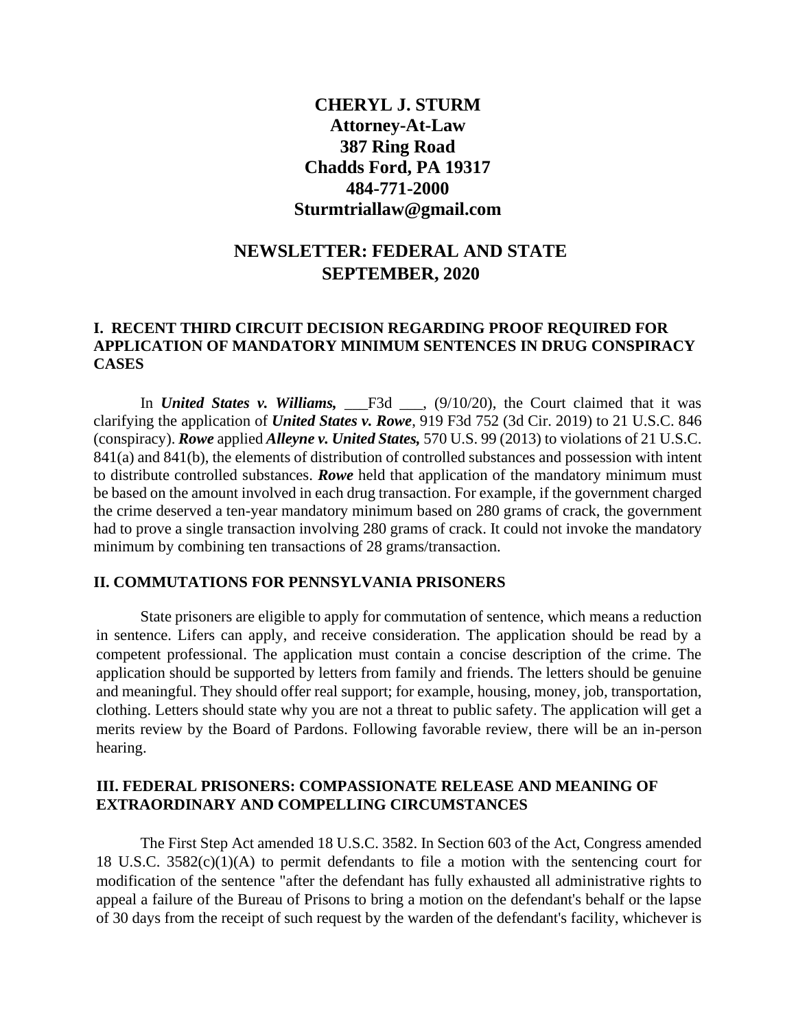**CHERYL J. STURM**
**Attorney-At-Law**
**387 Ring Road**
**Chadds Ford, PA 19317**
**484-771-2000**
**Sturmtriallaw@gmail.com**

# NEWSLETTER: FEDERAL AND STATE
# SEPTEMBER, 2020

## I. RECENT THIRD CIRCUIT DECISION REGARDING PROOF REQUIRED FOR APPLICATION OF MANDATORY MINIMUM SENTENCES IN DRUG CONSPIRACY CASES

In ***United States v. Williams,*** ___F3d ___, (9/10/20), the Court claimed that it was clarifying the application of ***United States v. Rowe***, 919 F3d 752 (3d Cir. 2019) to 21 U.S.C. 846 (conspiracy). ***Rowe*** applied ***Alleyne v. United States,*** 570 U.S. 99 (2013) to violations of 21 U.S.C. 841(a) and 841(b), the elements of distribution of controlled substances and possession with intent to distribute controlled substances. ***Rowe*** held that application of the mandatory minimum must be based on the amount involved in each drug transaction. For example, if the government charged the crime deserved a ten-year mandatory minimum based on 280 grams of crack, the government had to prove a single transaction involving 280 grams of crack. It could not invoke the mandatory minimum by combining ten transactions of 28 grams/transaction.

## II. COMMUTATIONS FOR PENNSYLVANIA PRISONERS

State prisoners are eligible to apply for commutation of sentence, which means a reduction in sentence. Lifers can apply, and receive consideration. The application should be read by a competent professional. The application must contain a concise description of the crime. The application should be supported by letters from family and friends. The letters should be genuine and meaningful. They should offer real support; for example, housing, money, job, transportation, clothing. Letters should state why you are not a threat to public safety. The application will get a merits review by the Board of Pardons. Following favorable review, there will be an in-person hearing.

## III. FEDERAL PRISONERS: COMPASSIONATE RELEASE AND MEANING OF EXTRAORDINARY AND COMPELLING CIRCUMSTANCES

The First Step Act amended 18 U.S.C. 3582. In Section 603 of the Act, Congress amended 18 U.S.C. 3582(c)(1)(A) to permit defendants to file a motion with the sentencing court for modification of the sentence "after the defendant has fully exhausted all administrative rights to appeal a failure of the Bureau of Prisons to bring a motion on the defendant's behalf or the lapse of 30 days from the receipt of such request by the warden of the defendant's facility, whichever is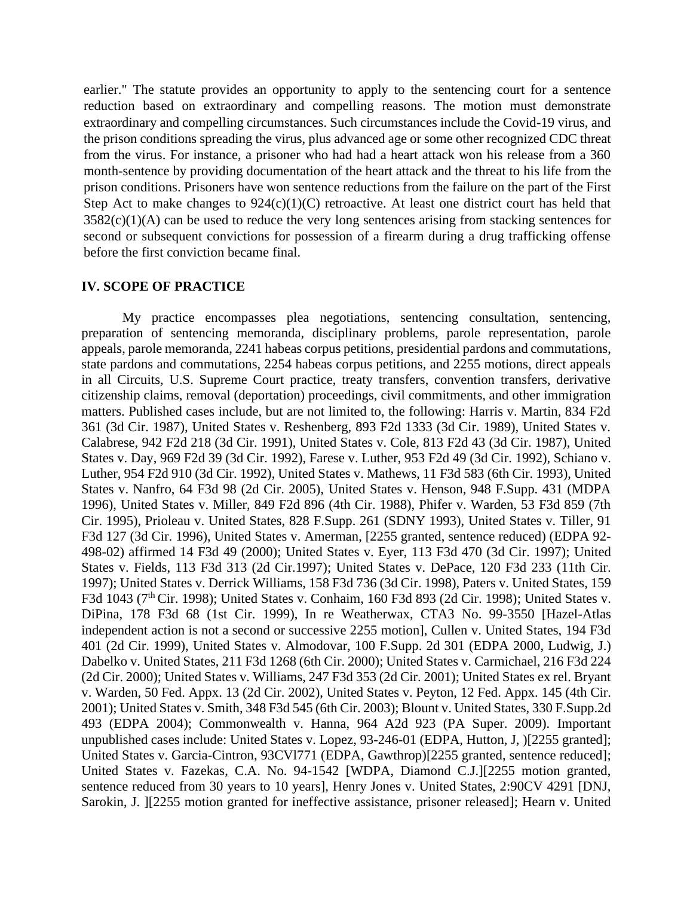earlier." The statute provides an opportunity to apply to the sentencing court for a sentence reduction based on extraordinary and compelling reasons. The motion must demonstrate extraordinary and compelling circumstances. Such circumstances include the Covid-19 virus, and the prison conditions spreading the virus, plus advanced age or some other recognized CDC threat from the virus. For instance, a prisoner who had had a heart attack won his release from a 360 month-sentence by providing documentation of the heart attack and the threat to his life from the prison conditions. Prisoners have won sentence reductions from the failure on the part of the First Step Act to make changes to 924(c)(1)(C) retroactive. At least one district court has held that 3582(c)(1)(A) can be used to reduce the very long sentences arising from stacking sentences for second or subsequent convictions for possession of a firearm during a drug trafficking offense before the first conviction became final.

## IV. SCOPE OF PRACTICE

My practice encompasses plea negotiations, sentencing consultation, sentencing, preparation of sentencing memoranda, disciplinary problems, parole representation, parole appeals, parole memoranda, 2241 habeas corpus petitions, presidential pardons and commutations, state pardons and commutations, 2254 habeas corpus petitions, and 2255 motions, direct appeals in all Circuits, U.S. Supreme Court practice, treaty transfers, convention transfers, derivative citizenship claims, removal (deportation) proceedings, civil commitments, and other immigration matters. Published cases include, but are not limited to, the following: Harris v. Martin, 834 F2d 361 (3d Cir. 1987), United States v. Reshenberg, 893 F2d 1333 (3d Cir. 1989), United States v. Calabrese, 942 F2d 218 (3d Cir. 1991), United States v. Cole, 813 F2d 43 (3d Cir. 1987), United States v. Day, 969 F2d 39 (3d Cir. 1992), Farese v. Luther, 953 F2d 49 (3d Cir. 1992), Schiano v. Luther, 954 F2d 910 (3d Cir. 1992), United States v. Mathews, 11 F3d 583 (6th Cir. 1993), United States v. Nanfro, 64 F3d 98 (2d Cir. 2005), United States v. Henson, 948 F.Supp. 431 (MDPA 1996), United States v. Miller, 849 F2d 896 (4th Cir. 1988), Phifer v. Warden, 53 F3d 859 (7th Cir. 1995), Prioleau v. United States, 828 F.Supp. 261 (SDNY 1993), United States v. Tiller, 91 F3d 127 (3d Cir. 1996), United States v. Amerman, [2255 granted, sentence reduced) (EDPA 92-498-02) affirmed 14 F3d 49 (2000); United States v. Eyer, 113 F3d 470 (3d Cir. 1997); United States v. Fields, 113 F3d 313 (2d Cir.1997); United States v. DePace, 120 F3d 233 (11th Cir. 1997); United States v. Derrick Williams, 158 F3d 736 (3d Cir. 1998), Paters v. United States, 159 F3d 1043 (7th Cir. 1998); United States v. Conhaim, 160 F3d 893 (2d Cir. 1998); United States v. DiPina, 178 F3d 68 (1st Cir. 1999), In re Weatherwax, CTA3 No. 99-3550 [Hazel-Atlas independent action is not a second or successive 2255 motion], Cullen v. United States, 194 F3d 401 (2d Cir. 1999), United States v. Almodovar, 100 F.Supp. 2d 301 (EDPA 2000, Ludwig, J.) Dabelko v. United States, 211 F3d 1268 (6th Cir. 2000); United States v. Carmichael, 216 F3d 224 (2d Cir. 2000); United States v. Williams, 247 F3d 353 (2d Cir. 2001); United States ex rel. Bryant v. Warden, 50 Fed. Appx. 13 (2d Cir. 2002), United States v. Peyton, 12 Fed. Appx. 145 (4th Cir. 2001); United States v. Smith, 348 F3d 545 (6th Cir. 2003); Blount v. United States, 330 F.Supp.2d 493 (EDPA 2004); Commonwealth v. Hanna, 964 A2d 923 (PA Super. 2009). Important unpublished cases include: United States v. Lopez, 93-246-01 (EDPA, Hutton, J, )[2255 granted]; United States v. Garcia-Cintron, 93CVl771 (EDPA, Gawthrop)[2255 granted, sentence reduced]; United States v. Fazekas, C.A. No. 94-1542 [WDPA, Diamond C.J.][2255 motion granted, sentence reduced from 30 years to 10 years], Henry Jones v. United States, 2:90CV 4291 [DNJ, Sarokin, J. ][2255 motion granted for ineffective assistance, prisoner released]; Hearn v. United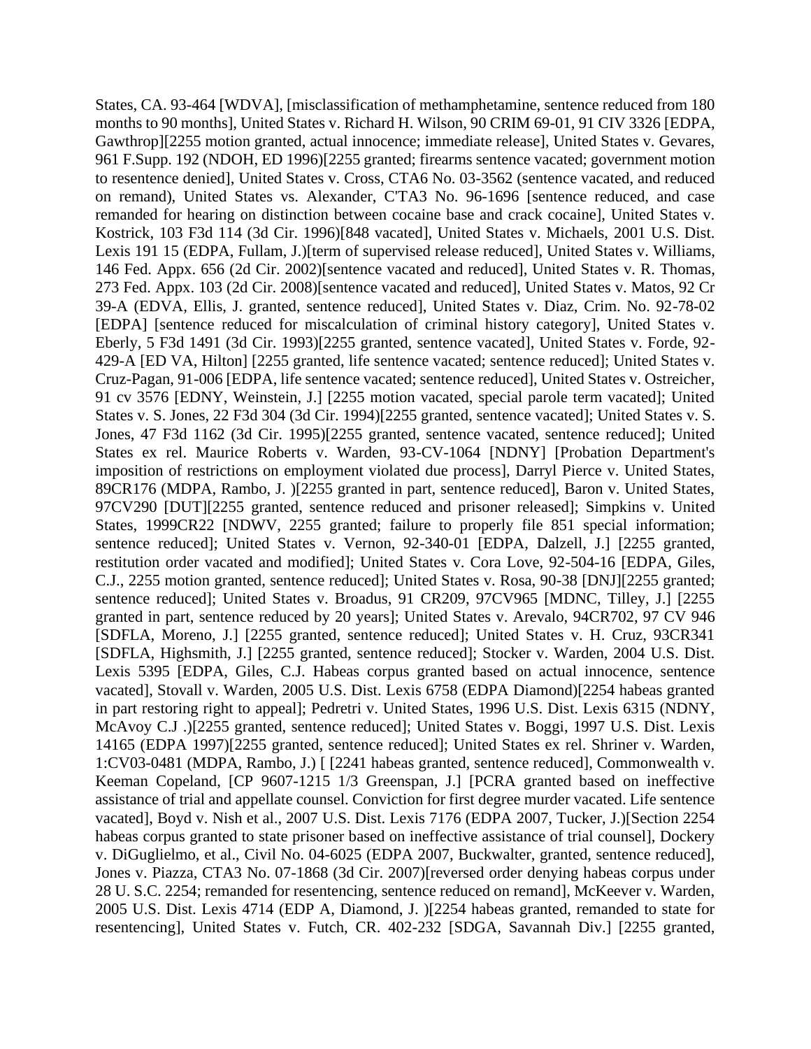States, CA. 93-464 [WDVA], [misclassification of methamphetamine, sentence reduced from 180 months to 90 months], United States v. Richard H. Wilson, 90 CRIM 69-01, 91 CIV 3326 [EDPA, Gawthrop][2255 motion granted, actual innocence; immediate release], United States v. Gevares, 961 F.Supp. 192 (NDOH, ED 1996)[2255 granted; firearms sentence vacated; government motion to resentence denied], United States v. Cross, CTA6 No. 03-3562 (sentence vacated, and reduced on remand), United States vs. Alexander, C'TA3 No. 96-1696 [sentence reduced, and case remanded for hearing on distinction between cocaine base and crack cocaine], United States v. Kostrick, 103 F3d 114 (3d Cir. 1996)[848 vacated], United States v. Michaels, 2001 U.S. Dist. Lexis 191 15 (EDPA, Fullam, J.)[term of supervised release reduced], United States v. Williams, 146 Fed. Appx. 656 (2d Cir. 2002)[sentence vacated and reduced], United States v. R. Thomas, 273 Fed. Appx. 103 (2d Cir. 2008)[sentence vacated and reduced], United States v. Matos, 92 Cr 39-A (EDVA, Ellis, J. granted, sentence reduced], United States v. Diaz, Crim. No. 92-78-02 [EDPA] [sentence reduced for miscalculation of criminal history category], United States v. Eberly, 5 F3d 1491 (3d Cir. 1993)[2255 granted, sentence vacated], United States v. Forde, 92-429-A [ED VA, Hilton] [2255 granted, life sentence vacated; sentence reduced]; United States v. Cruz-Pagan, 91-006 [EDPA, life sentence vacated; sentence reduced], United States v. Ostreicher, 91 cv 3576 [EDNY, Weinstein, J.] [2255 motion vacated, special parole term vacated]; United States v. S. Jones, 22 F3d 304 (3d Cir. 1994)[2255 granted, sentence vacated]; United States v. S. Jones, 47 F3d 1162 (3d Cir. 1995)[2255 granted, sentence vacated, sentence reduced]; United States ex rel. Maurice Roberts v. Warden, 93-CV-1064 [NDNY] [Probation Department's imposition of restrictions on employment violated due process], Darryl Pierce v. United States, 89CR176 (MDPA, Rambo, J. )[2255 granted in part, sentence reduced], Baron v. United States, 97CV290 [DUT][2255 granted, sentence reduced and prisoner released]; Simpkins v. United States, 1999CR22 [NDWV, 2255 granted; failure to properly file 851 special information; sentence reduced]; United States v. Vernon, 92-340-01 [EDPA, Dalzell, J.] [2255 granted, restitution order vacated and modified]; United States v. Cora Love, 92-504-16 [EDPA, Giles, C.J., 2255 motion granted, sentence reduced]; United States v. Rosa, 90-38 [DNJ][2255 granted; sentence reduced]; United States v. Broadus, 91 CR209, 97CV965 [MDNC, Tilley, J.] [2255 granted in part, sentence reduced by 20 years]; United States v. Arevalo, 94CR702, 97 CV 946 [SDFLA, Moreno, J.] [2255 granted, sentence reduced]; United States v. H. Cruz, 93CR341 [SDFLA, Highsmith, J.] [2255 granted, sentence reduced]; Stocker v. Warden, 2004 U.S. Dist. Lexis 5395 [EDPA, Giles, C.J. Habeas corpus granted based on actual innocence, sentence vacated], Stovall v. Warden, 2005 U.S. Dist. Lexis 6758 (EDPA Diamond)[2254 habeas granted in part restoring right to appeal]; Pedretri v. United States, 1996 U.S. Dist. Lexis 6315 (NDNY, McAvoy C.J .)[2255 granted, sentence reduced]; United States v. Boggi, 1997 U.S. Dist. Lexis 14165 (EDPA 1997)[2255 granted, sentence reduced]; United States ex rel. Shriner v. Warden, 1:CV03-0481 (MDPA, Rambo, J.) [ [2241 habeas granted, sentence reduced], Commonwealth v. Keeman Copeland, [CP 9607-1215 1/3 Greenspan, J.] [PCRA granted based on ineffective assistance of trial and appellate counsel. Conviction for first degree murder vacated. Life sentence vacated], Boyd v. Nish et al., 2007 U.S. Dist. Lexis 7176 (EDPA 2007, Tucker, J.)[Section 2254 habeas corpus granted to state prisoner based on ineffective assistance of trial counsel], Dockery v. DiGuglielmo, et al., Civil No. 04-6025 (EDPA 2007, Buckwalter, granted, sentence reduced], Jones v. Piazza, CTA3 No. 07-1868 (3d Cir. 2007)[reversed order denying habeas corpus under 28 U. S.C. 2254; remanded for resentencing, sentence reduced on remand], McKeever v. Warden, 2005 U.S. Dist. Lexis 4714 (EDP A, Diamond, J. )[2254 habeas granted, remanded to state for resentencing], United States v. Futch, CR. 402-232 [SDGA, Savannah Div.] [2255 granted,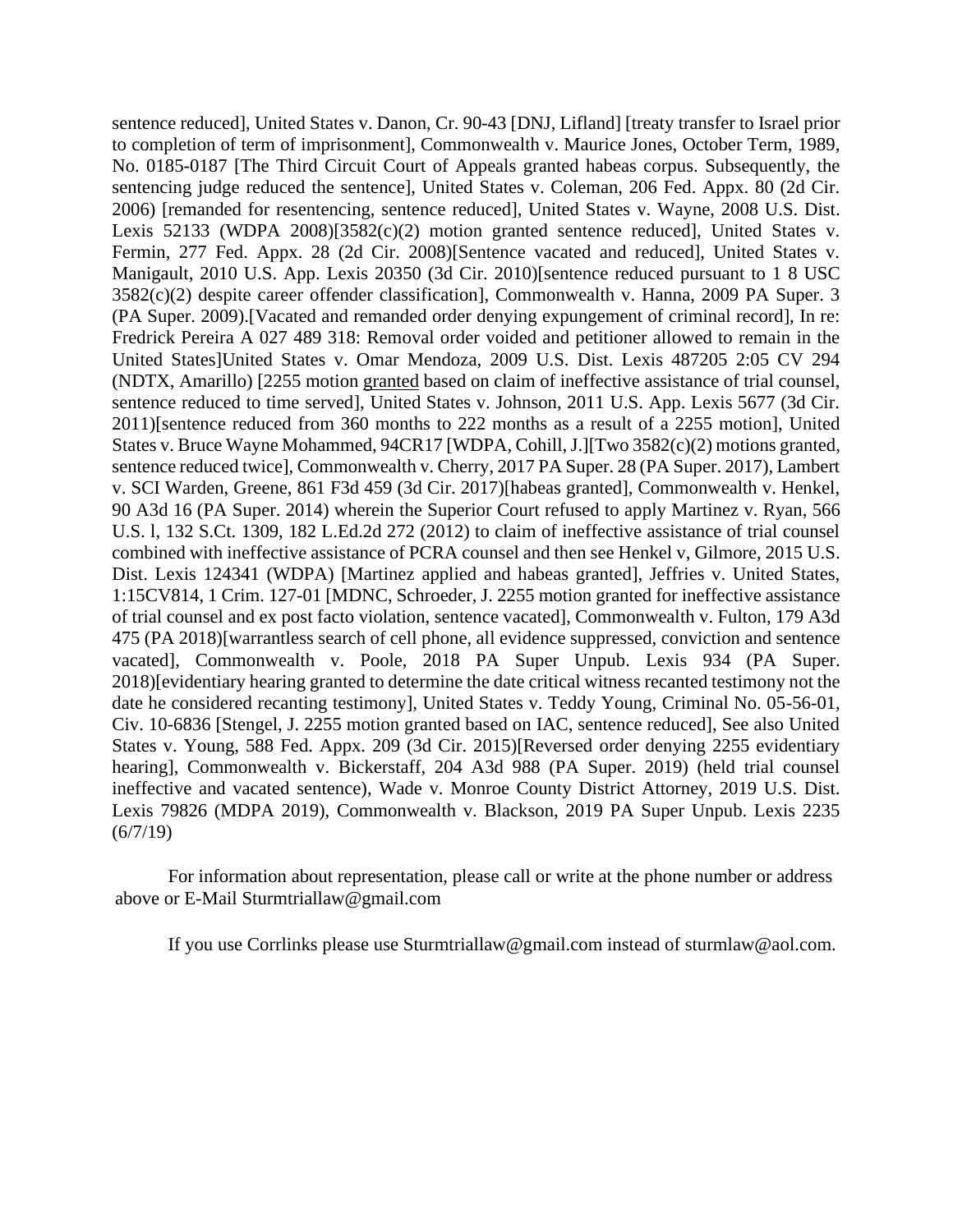sentence reduced], United States v. Danon, Cr. 90-43 [DNJ, Lifland] [treaty transfer to Israel prior to completion of term of imprisonment], Commonwealth v. Maurice Jones, October Term, 1989, No. 0185-0187 [The Third Circuit Court of Appeals granted habeas corpus. Subsequently, the sentencing judge reduced the sentence], United States v. Coleman, 206 Fed. Appx. 80 (2d Cir. 2006) [remanded for resentencing, sentence reduced], United States v. Wayne, 2008 U.S. Dist. Lexis 52133 (WDPA 2008)[3582(c)(2) motion granted sentence reduced], United States v. Fermin, 277 Fed. Appx. 28 (2d Cir. 2008)[Sentence vacated and reduced], United States v. Manigault, 2010 U.S. App. Lexis 20350 (3d Cir. 2010)[sentence reduced pursuant to 1 8 USC 3582(c)(2) despite career offender classification], Commonwealth v. Hanna, 2009 PA Super. 3 (PA Super. 2009).[Vacated and remanded order denying expungement of criminal record], In re: Fredrick Pereira A 027 489 318: Removal order voided and petitioner allowed to remain in the United States]United States v. Omar Mendoza, 2009 U.S. Dist. Lexis 487205 2:05 CV 294 (NDTX, Amarillo) [2255 motion <u>granted</u> based on claim of ineffective assistance of trial counsel, sentence reduced to time served], United States v. Johnson, 2011 U.S. App. Lexis 5677 (3d Cir. 2011)[sentence reduced from 360 months to 222 months as a result of a 2255 motion], United States v. Bruce Wayne Mohammed, 94CR17 [WDPA, Cohill, J.][Two 3582(c)(2) motions granted, sentence reduced twice], Commonwealth v. Cherry, 2017 PA Super. 28 (PA Super. 2017), Lambert v. SCI Warden, Greene, 861 F3d 459 (3d Cir. 2017)[habeas granted], Commonwealth v. Henkel, 90 A3d 16 (PA Super. 2014) wherein the Superior Court refused to apply Martinez v. Ryan, 566 U.S. l, 132 S.Ct. 1309, 182 L.Ed.2d 272 (2012) to claim of ineffective assistance of trial counsel combined with ineffective assistance of PCRA counsel and then see Henkel v, Gilmore, 2015 U.S. Dist. Lexis 124341 (WDPA) [Martinez applied and habeas granted], Jeffries v. United States, 1:15CV814, 1 Crim. 127-01 [MDNC, Schroeder, J. 2255 motion granted for ineffective assistance of trial counsel and ex post facto violation, sentence vacated], Commonwealth v. Fulton, 179 A3d 475 (PA 2018)[warrantless search of cell phone, all evidence suppressed, conviction and sentence vacated], Commonwealth v. Poole, 2018 PA Super Unpub. Lexis 934 (PA Super. 2018)[evidentiary hearing granted to determine the date critical witness recanted testimony not the date he considered recanting testimony], United States v. Teddy Young, Criminal No. 05-56-01, Civ. 10-6836 [Stengel, J. 2255 motion granted based on IAC, sentence reduced], See also United States v. Young, 588 Fed. Appx. 209 (3d Cir. 2015)[Reversed order denying 2255 evidentiary hearing], Commonwealth v. Bickerstaff, 204 A3d 988 (PA Super. 2019) (held trial counsel ineffective and vacated sentence), Wade v. Monroe County District Attorney, 2019 U.S. Dist. Lexis 79826 (MDPA 2019), Commonwealth v. Blackson, 2019 PA Super Unpub. Lexis 2235 (6/7/19)

For information about representation, please call or write at the phone number or address above or E-Mail Sturmtriallaw@gmail.com

If you use Corrlinks please use Sturmtriallaw@gmail.com instead of sturmlaw@aol.com.